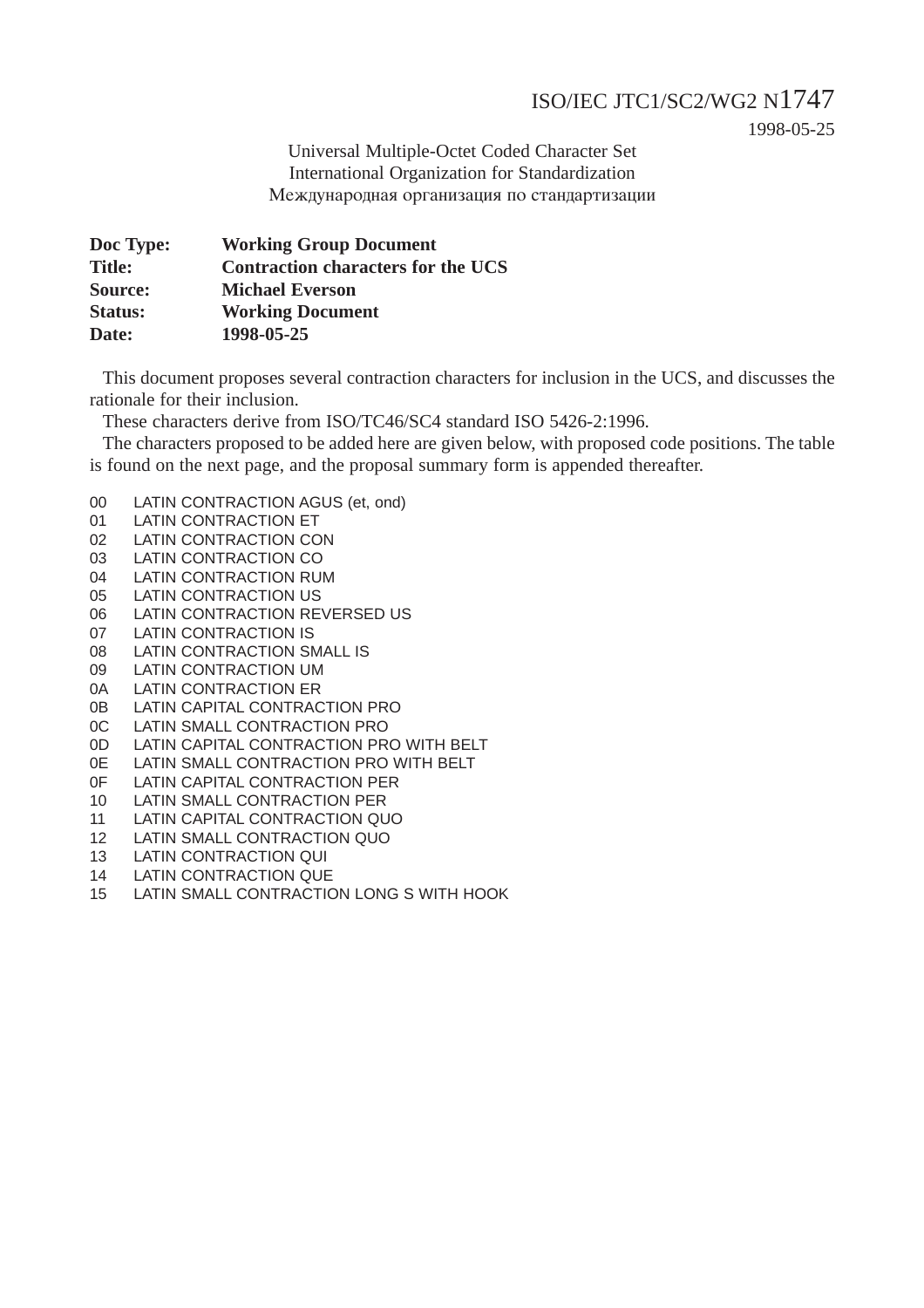ISO/IEC JTC1/SC2/WG2 N1747
1998-05-25

Universal Multiple-Octet Coded Character Set
International Organization for Standardization
Международная организация по стандартизации

**Doc Type:** **Working Group Document**
**Title:** **Contraction characters for the UCS**
**Source:** **Michael Everson**
**Status:** **Working Document**
**Date:** **1998-05-25**

This document proposes several contraction characters for inclusion in the UCS, and discusses the rationale for their inclusion.

These characters derive from ISO/TC46/SC4 standard ISO 5426-2:1996.

The characters proposed to be added here are given below, with proposed code positions. The table is found on the next page, and the proposal summary form is appended thereafter.

| | |
|---|---|
| 00 | LATIN CONTRACTION AGUS (et, ond) |
| 01 | LATIN CONTRACTION ET |
| 02 | LATIN CONTRACTION CON |
| 03 | LATIN CONTRACTION CO |
| 04 | LATIN CONTRACTION RUM |
| 05 | LATIN CONTRACTION US |
| 06 | LATIN CONTRACTION REVERSED US |
| 07 | LATIN CONTRACTION IS |
| 08 | LATIN CONTRACTION SMALL IS |
| 09 | LATIN CONTRACTION UM |
| 0A | LATIN CONTRACTION ER |
| 0B | LATIN CAPITAL CONTRACTION PRO |
| 0C | LATIN SMALL CONTRACTION PRO |
| 0D | LATIN CAPITAL CONTRACTION PRO WITH BELT |
| 0E | LATIN SMALL CONTRACTION PRO WITH BELT |
| 0F | LATIN CAPITAL CONTRACTION PER |
| 10 | LATIN SMALL CONTRACTION PER |
| 11 | LATIN CAPITAL CONTRACTION QUO |
| 12 | LATIN SMALL CONTRACTION QUO |
| 13 | LATIN CONTRACTION QUI |
| 14 | LATIN CONTRACTION QUE |
| 15 | LATIN SMALL CONTRACTION LONG S WITH HOOK |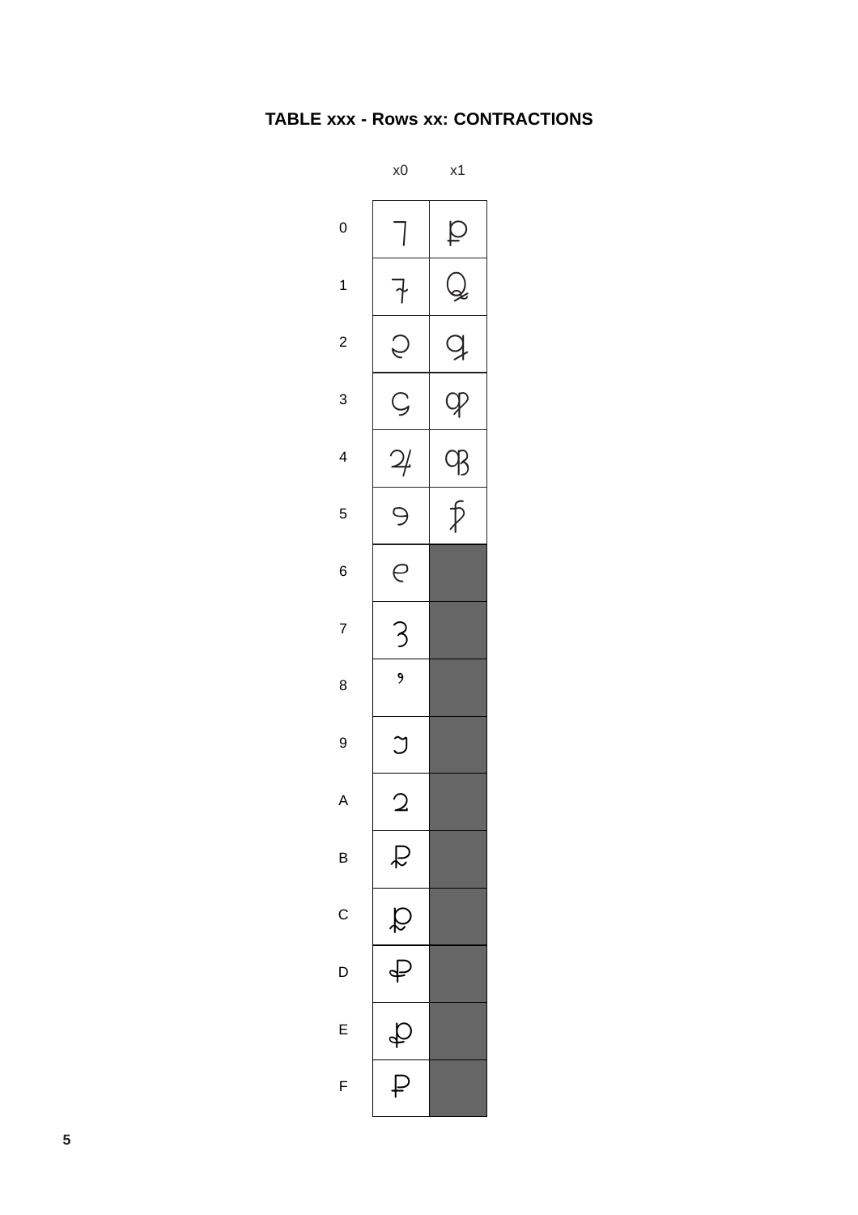## TABLE xxx - Rows xx: CONTRACTIONS

|   | x0 | x1 |
|---|---|---|
| 0 | | |
| 1 | | |
| 2 | | |
| 3 | | |
| 4 | | |
| 5 | | |
| 6 | | |
| 7 | | |
| 8 | | |
| 9 | | |
| A | | |
| B | | |
| C | | |
| D | | |
| E | | |
| F | | |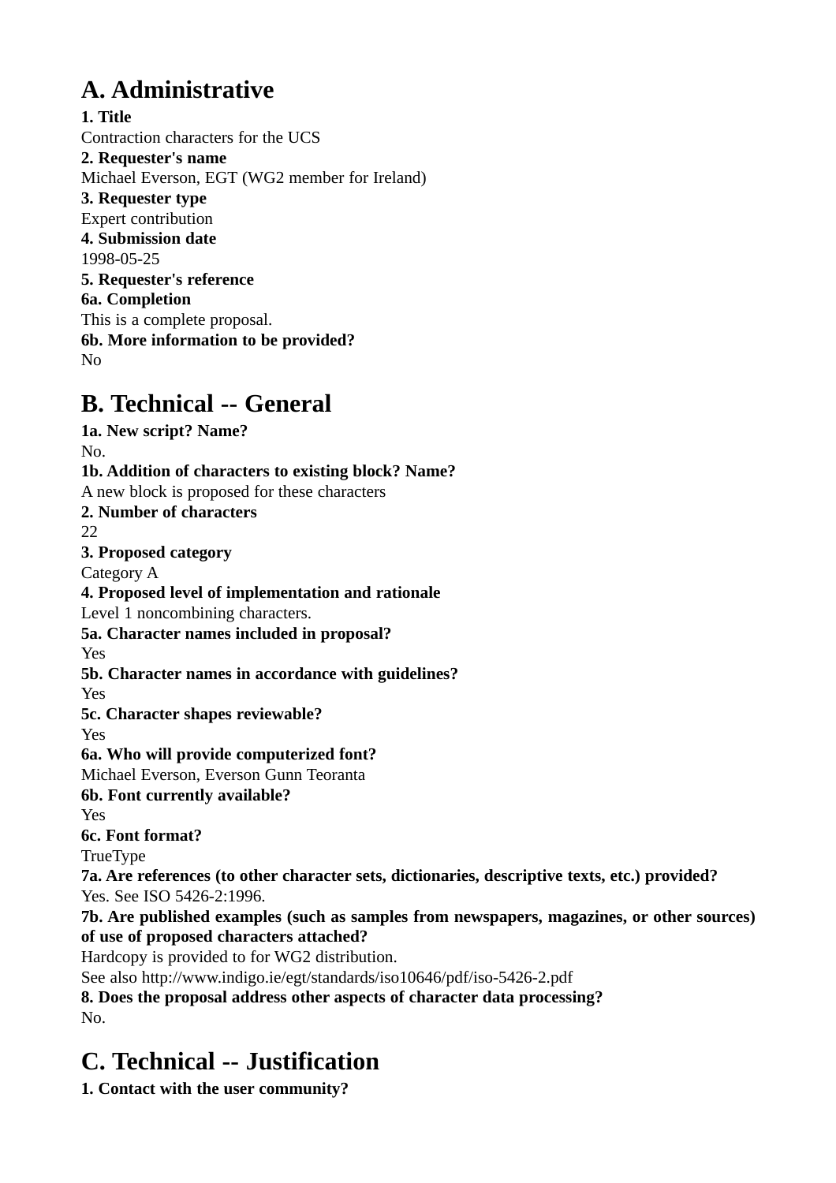## A. Administrative

**1. Title**
Contraction characters for the UCS
**2. Requester's name**
Michael Everson, EGT (WG2 member for Ireland)
**3. Requester type**
Expert contribution
**4. Submission date**
1998-05-25
**5. Requester's reference**
**6a. Completion**
This is a complete proposal.
**6b. More information to be provided?**
No

## B. Technical -- General

**1a. New script? Name?**
No.
**1b. Addition of characters to existing block? Name?**
A new block is proposed for these characters
**2. Number of characters**
22
**3. Proposed category**
Category A
**4. Proposed level of implementation and rationale**
Level 1 noncombining characters.
**5a. Character names included in proposal?**
Yes
**5b. Character names in accordance with guidelines?**
Yes
**5c. Character shapes reviewable?**
Yes
**6a. Who will provide computerized font?**
Michael Everson, Everson Gunn Teoranta
**6b. Font currently available?**
Yes
**6c. Font format?**
TrueType
**7a. Are references (to other character sets, dictionaries, descriptive texts, etc.) provided?**
Yes. See ISO 5426-2:1996.
**7b. Are published examples (such as samples from newspapers, magazines, or other sources) of use of proposed characters attached?**
Hardcopy is provided to for WG2 distribution.
See also http://www.indigo.ie/egt/standards/iso10646/pdf/iso-5426-2.pdf
**8. Does the proposal address other aspects of character data processing?**
No.

## C. Technical -- Justification

**1. Contact with the user community?**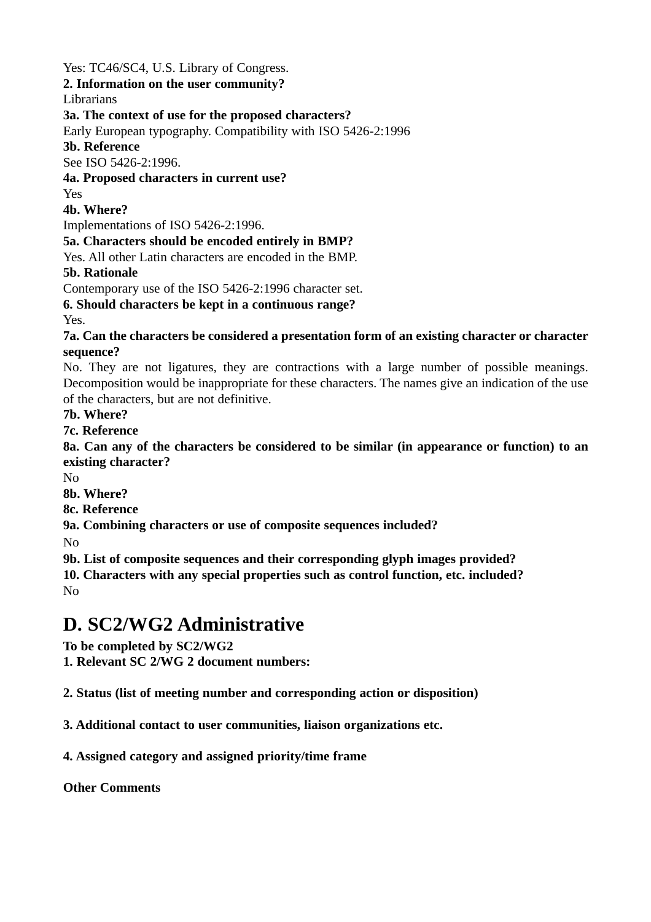Yes: TC46/SC4, U.S. Library of Congress.

**2. Information on the user community?**

Librarians

**3a. The context of use for the proposed characters?**

Early European typography. Compatibility with ISO 5426-2:1996

**3b. Reference**

See ISO 5426-2:1996.

**4a. Proposed characters in current use?**

Yes

**4b. Where?**

Implementations of ISO 5426-2:1996.

**5a. Characters should be encoded entirely in BMP?**

Yes. All other Latin characters are encoded in the BMP.

**5b. Rationale**

Contemporary use of the ISO 5426-2:1996 character set.

**6. Should characters be kept in a continuous range?**

Yes.

**7a. Can the characters be considered a presentation form of an existing character or character sequence?**

No. They are not ligatures, they are contractions with a large number of possible meanings. Decomposition would be inappropriate for these characters. The names give an indication of the use of the characters, but are not definitive.

**7b. Where?**

**7c. Reference**

**8a. Can any of the characters be considered to be similar (in appearance or function) to an existing character?**

No

**8b. Where?**

**8c. Reference**

**9a. Combining characters or use of composite sequences included?**

No

**9b. List of composite sequences and their corresponding glyph images provided?**

**10. Characters with any special properties such as control function, etc. included?**

No

## D. SC2/WG2 Administrative

**To be completed by SC2/WG2**

**1. Relevant SC 2/WG 2 document numbers:**

**2. Status (list of meeting number and corresponding action or disposition)**

**3. Additional contact to user communities, liaison organizations etc.**

**4. Assigned category and assigned priority/time frame**

**Other Comments**